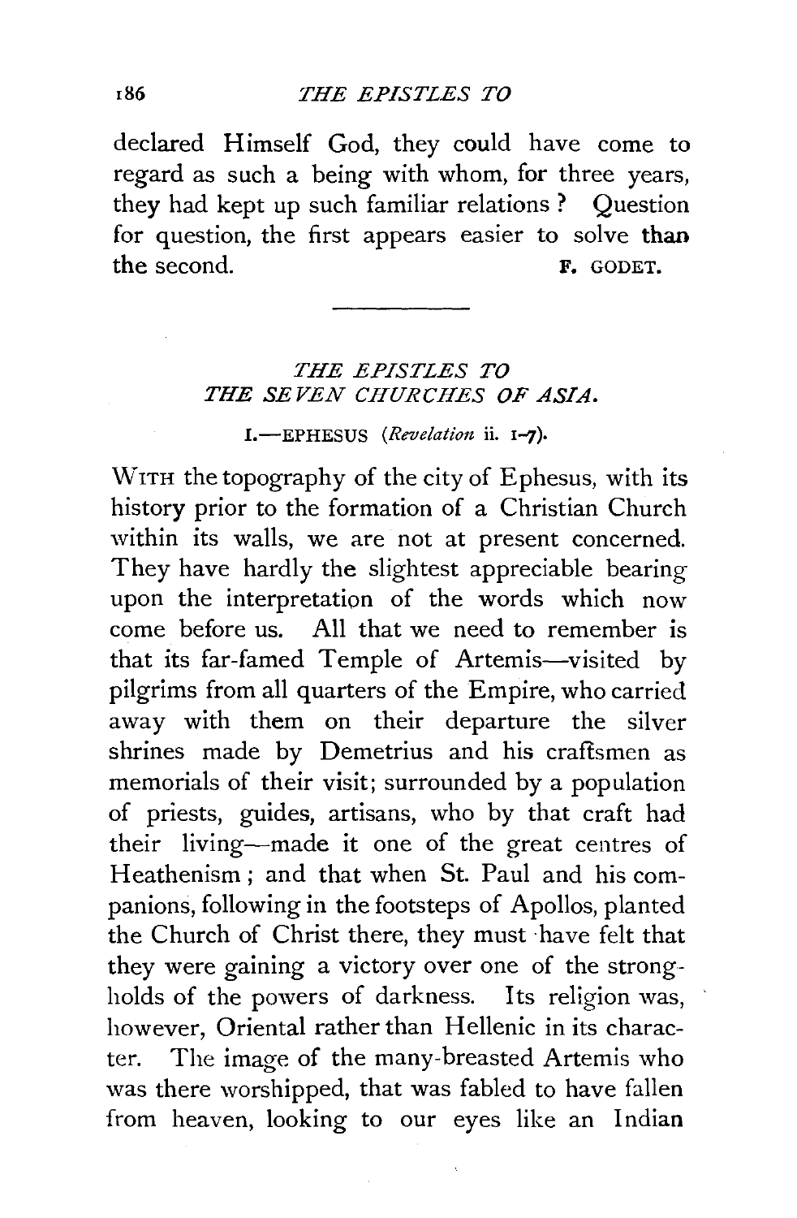declared Himself God, they could have come to regard as such a being with whom, for three years, they had kept up such familiar relations? Question for question, the first appears easier to solve than the second.

F. GODET.

---

## *THE EPISTLES TO THE SEVEN CHURCHES OF ASIA.*

### I.—EPHESUS (*Revelation* ii. 1–7).

WITH the topography of the city of Ephesus, with its history prior to the formation of a Christian Church within its walls, we are not at present concerned. They have hardly the slightest appreciable bearing upon the interpretation of the words which now come before us. All that we need to remember is that its far-famed Temple of Artemis—visited by pilgrims from all quarters of the Empire, who carried away with them on their departure the silver shrines made by Demetrius and his craftsmen as memorials of their visit; surrounded by a population of priests, guides, artisans, who by that craft had their living—made it one of the great centres of Heathenism; and that when St. Paul and his companions, following in the footsteps of Apollos, planted the Church of Christ there, they must have felt that they were gaining a victory over one of the strongholds of the powers of darkness. Its religion was, however, Oriental rather than Hellenic in its character. The image of the many-breasted Artemis who was there worshipped, that was fabled to have fallen from heaven, looking to our eyes like an Indian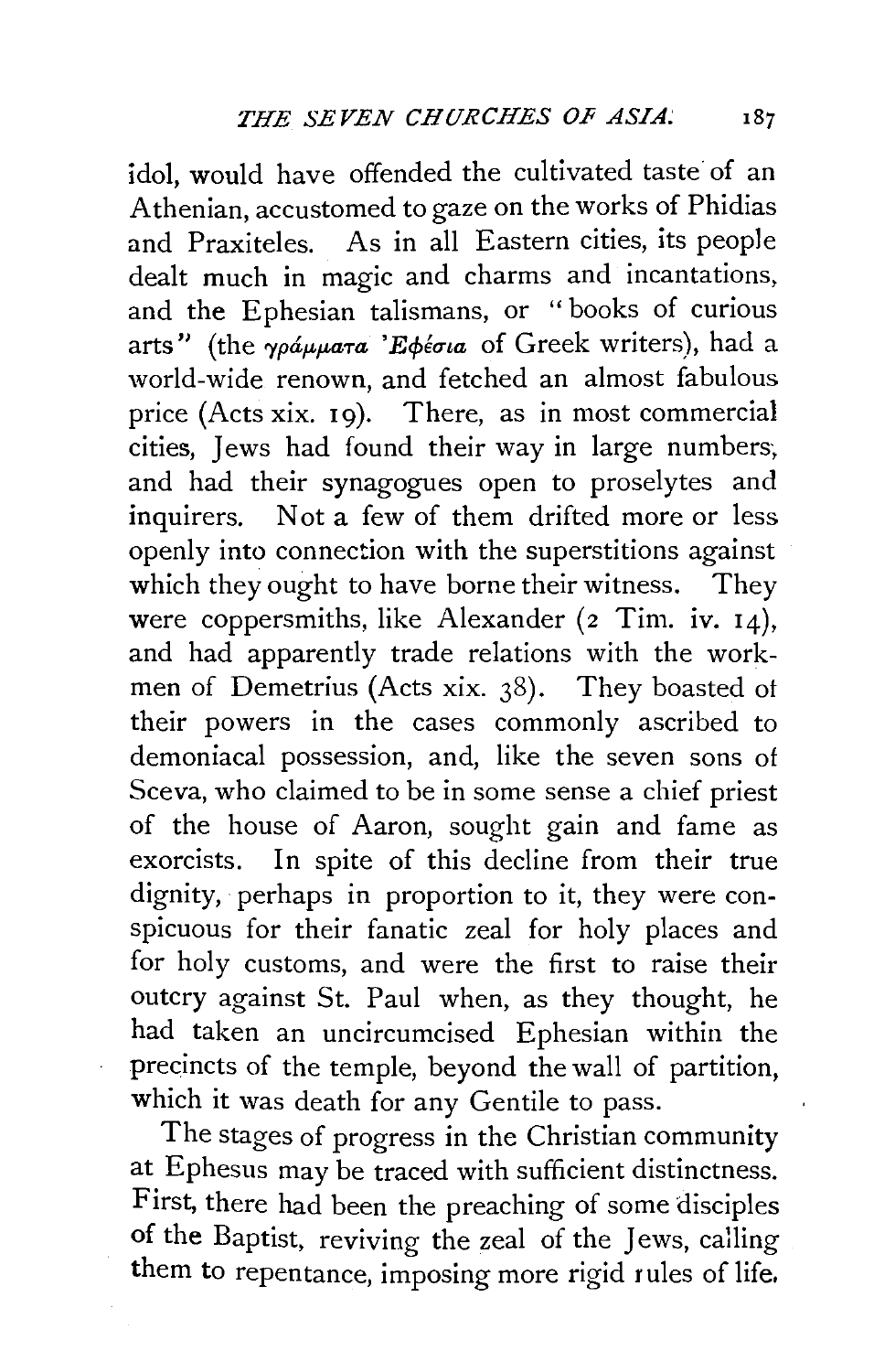idol, would have offended the cultivated taste of an Athenian, accustomed to gaze on the works of Phidias and Praxiteles. As in all Eastern cities, its people dealt much in magic and charms and incantations, and the Ephesian talismans, or "books of curious arts" (the *γράμματα Ἐφέσια* of Greek writers), had a world-wide renown, and fetched an almost fabulous price (Acts xix. 19). There, as in most commercial cities, Jews had found their way in large numbers, and had their synagogues open to proselytes and inquirers. Not a few of them drifted more or less openly into connection with the superstitions against which they ought to have borne their witness. They were coppersmiths, like Alexander (2 Tim. iv. 14), and had apparently trade relations with the workmen of Demetrius (Acts xix. 38). They boasted of their powers in the cases commonly ascribed to demoniacal possession, and, like the seven sons of Sceva, who claimed to be in some sense a chief priest of the house of Aaron, sought gain and fame as exorcists. In spite of this decline from their true dignity, perhaps in proportion to it, they were conspicuous for their fanatic zeal for holy places and for holy customs, and were the first to raise their outcry against St. Paul when, as they thought, he had taken an uncircumcised Ephesian within the precincts of the temple, beyond the wall of partition, which it was death for any Gentile to pass.

The stages of progress in the Christian community at Ephesus may be traced with sufficient distinctness. First, there had been the preaching of some disciples of the Baptist, reviving the zeal of the Jews, calling them to repentance, imposing more rigid rules of life.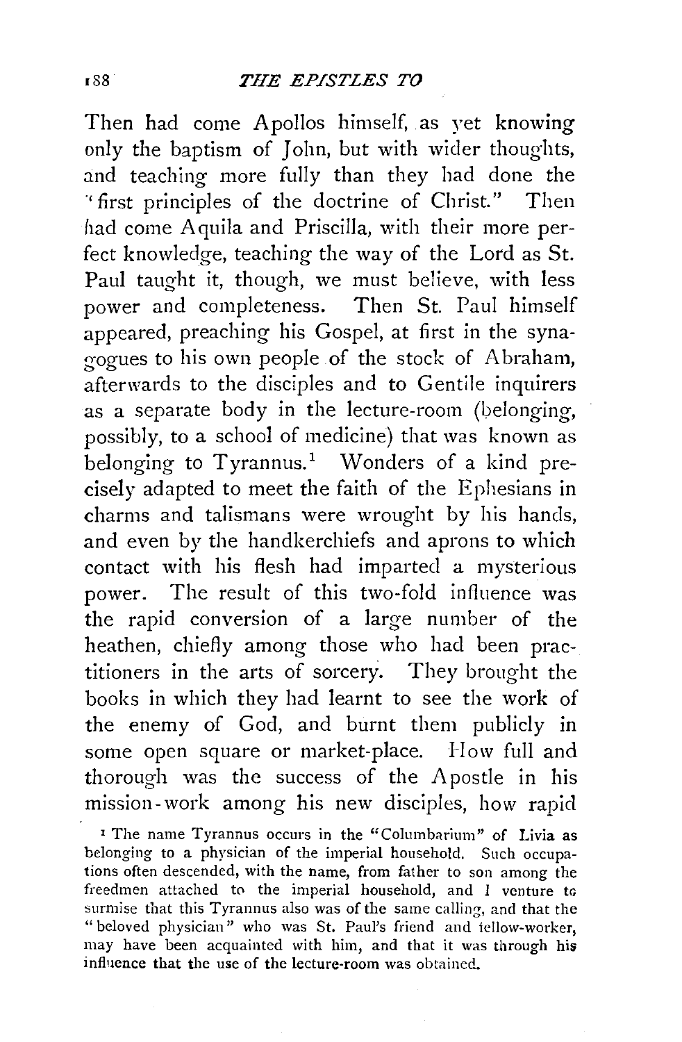Then had come Apollos himself, as yet knowing only the baptism of John, but with wider thoughts, and teaching more fully than they had done the "first principles of the doctrine of Christ." Then had come Aquila and Priscilla, with their more perfect knowledge, teaching the way of the Lord as St. Paul taught it, though, we must believe, with less power and completeness. Then St. Paul himself appeared, preaching his Gospel, at first in the synagogues to his own people of the stock of Abraham, afterwards to the disciples and to Gentile inquirers as a separate body in the lecture-room (belonging, possibly, to a school of medicine) that was known as belonging to Tyrannus.[1] Wonders of a kind precisely adapted to meet the faith of the Ephesians in charms and talismans were wrought by his hands, and even by the handkerchiefs and aprons to which contact with his flesh had imparted a mysterious power. The result of this two-fold influence was the rapid conversion of a large number of the heathen, chiefly among those who had been practitioners in the arts of sorcery. They brought the books in which they had learnt to see the work of the enemy of God, and burnt them publicly in some open square or market-place. How full and thorough was the success of the Apostle in his mission-work among his new disciples, how rapid

[1] The name Tyrannus occurs in the "Columbarium" of Livia as belonging to a physician of the imperial household. Such occupations often descended, with the name, from father to son among the freedmen attached to the imperial household, and I venture to surmise that this Tyrannus also was of the same calling, and that the "beloved physician" who was St. Paul's friend and fellow-worker, may have been acquainted with him, and that it was through his influence that the use of the lecture-room was obtained.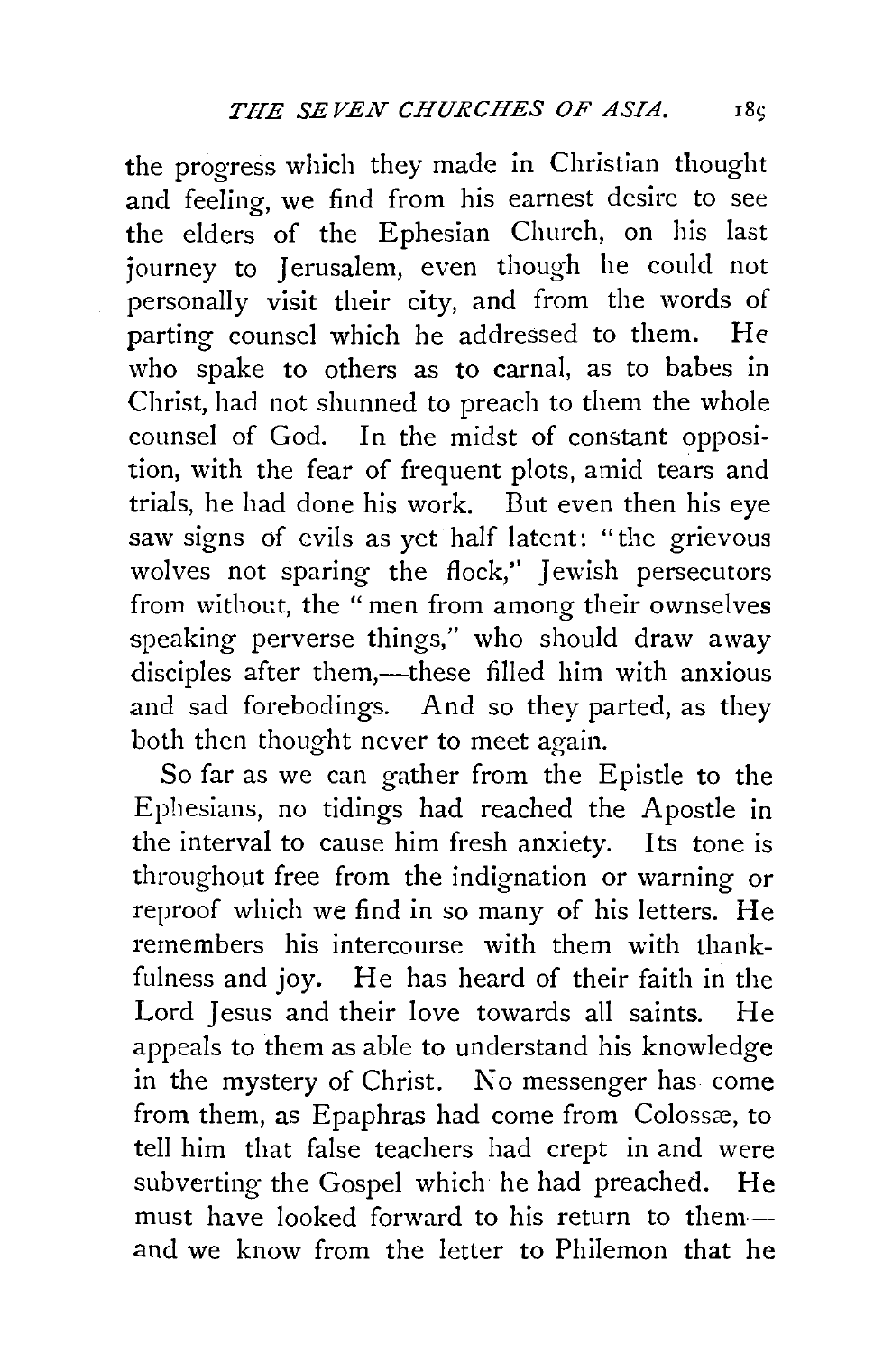the progress which they made in Christian thought and feeling, we find from his earnest desire to see the elders of the Ephesian Church, on his last journey to Jerusalem, even though he could not personally visit their city, and from the words of parting counsel which he addressed to them. He who spake to others as to carnal, as to babes in Christ, had not shunned to preach to them the whole counsel of God. In the midst of constant opposition, with the fear of frequent plots, amid tears and trials, he had done his work. But even then his eye saw signs of evils as yet half latent: "the grievous wolves not sparing the flock," Jewish persecutors from without, the "men from among their ownselves speaking perverse things," who should draw away disciples after them,—these filled him with anxious and sad forebodings. And so they parted, as they both then thought never to meet again.

So far as we can gather from the Epistle to the Ephesians, no tidings had reached the Apostle in the interval to cause him fresh anxiety. Its tone is throughout free from the indignation or warning or reproof which we find in so many of his letters. He remembers his intercourse with them with thankfulness and joy. He has heard of their faith in the Lord Jesus and their love towards all saints. He appeals to them as able to understand his knowledge in the mystery of Christ. No messenger has come from them, as Epaphras had come from Colossæ, to tell him that false teachers had crept in and were subverting the Gospel which he had preached. He must have looked forward to his return to them—and we know from the letter to Philemon that he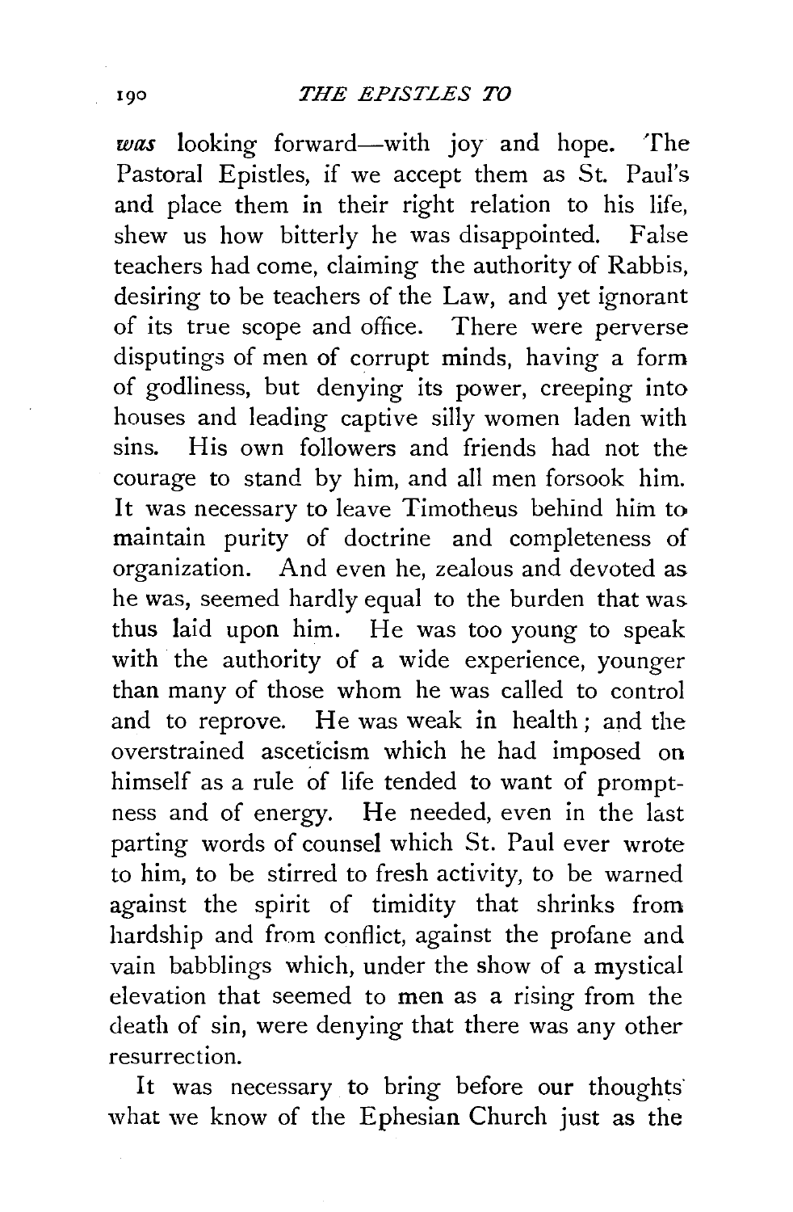*was* looking forward—with joy and hope. The Pastoral Epistles, if we accept them as St. Paul's and place them in their right relation to his life, shew us how bitterly he was disappointed. False teachers had come, claiming the authority of Rabbis, desiring to be teachers of the Law, and yet ignorant of its true scope and office. There were perverse disputings of men of corrupt minds, having a form of godliness, but denying its power, creeping into houses and leading captive silly women laden with sins. His own followers and friends had not the courage to stand by him, and all men forsook him. It was necessary to leave Timotheus behind him to maintain purity of doctrine and completeness of organization. And even he, zealous and devoted as he was, seemed hardly equal to the burden that was thus laid upon him. He was too young to speak with the authority of a wide experience, younger than many of those whom he was called to control and to reprove. He was weak in health; and the overstrained asceticism which he had imposed on himself as a rule of life tended to want of promptness and of energy. He needed, even in the last parting words of counsel which St. Paul ever wrote to him, to be stirred to fresh activity, to be warned against the spirit of timidity that shrinks from hardship and from conflict, against the profane and vain babblings which, under the show of a mystical elevation that seemed to men as a rising from the death of sin, were denying that there was any other resurrection.

It was necessary to bring before our thoughts what we know of the Ephesian Church just as the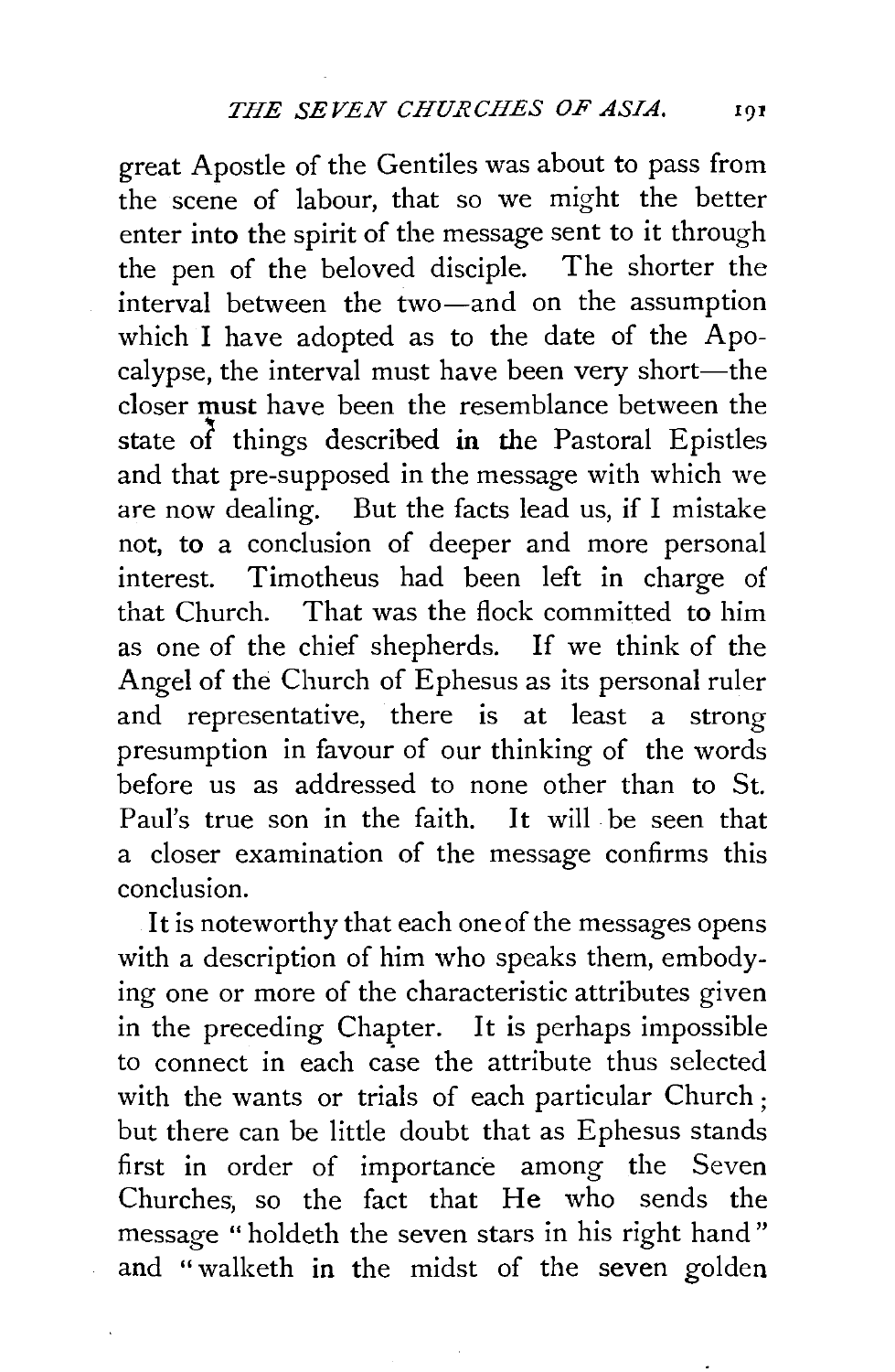great Apostle of the Gentiles was about to pass from the scene of labour, that so we might the better enter into the spirit of the message sent to it through the pen of the beloved disciple. The shorter the interval between the two—and on the assumption which I have adopted as to the date of the Apocalypse, the interval must have been very short—the closer must have been the resemblance between the state of things described in the Pastoral Epistles and that pre-supposed in the message with which we are now dealing. But the facts lead us, if I mistake not, to a conclusion of deeper and more personal interest. Timotheus had been left in charge of that Church. That was the flock committed to him as one of the chief shepherds. If we think of the Angel of the Church of Ephesus as its personal ruler and representative, there is at least a strong presumption in favour of our thinking of the words before us as addressed to none other than to St. Paul's true son in the faith. It will be seen that a closer examination of the message confirms this conclusion.

It is noteworthy that each one of the messages opens with a description of him who speaks them, embodying one or more of the characteristic attributes given in the preceding Chapter. It is perhaps impossible to connect in each case the attribute thus selected with the wants or trials of each particular Church; but there can be little doubt that as Ephesus stands first in order of importance among the Seven Churches, so the fact that He who sends the message "holdeth the seven stars in his right hand" and "walketh in the midst of the seven golden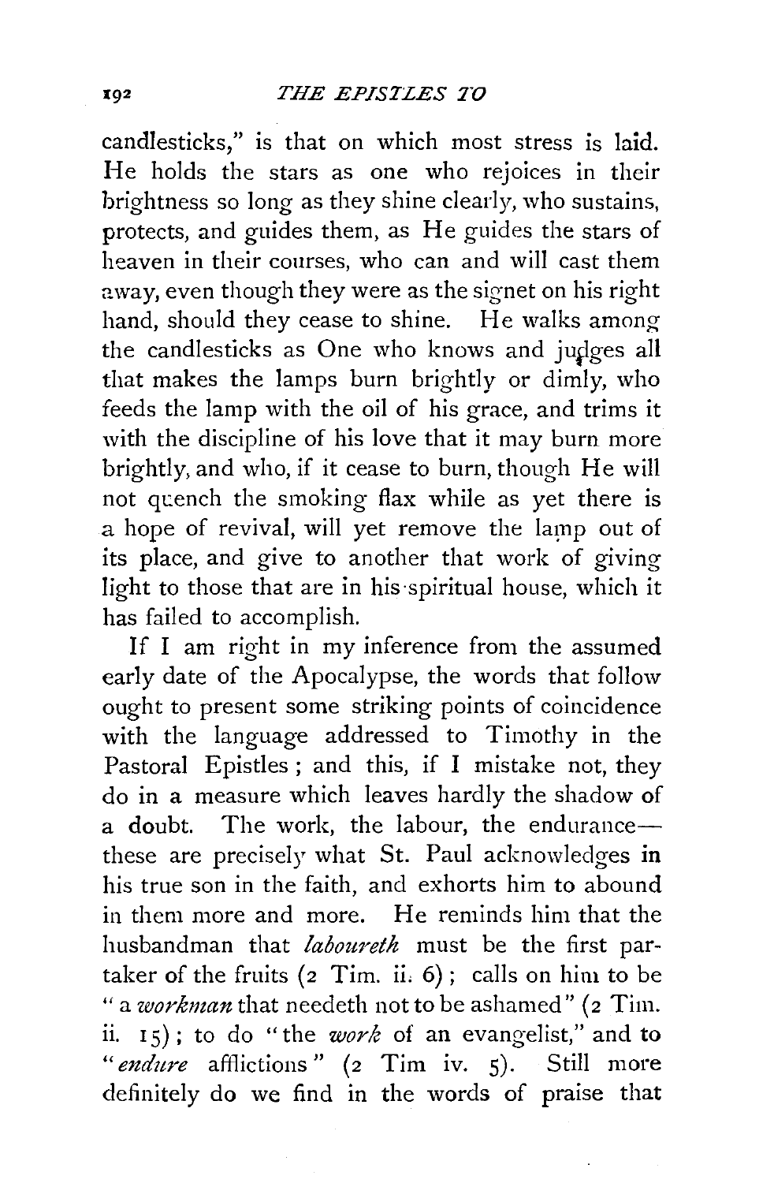candlesticks," is that on which most stress is laid. He holds the stars as one who rejoices in their brightness so long as they shine clearly, who sustains, protects, and guides them, as He guides the stars of heaven in their courses, who can and will cast them away, even though they were as the signet on his right hand, should they cease to shine. He walks among the candlesticks as One who knows and judges all that makes the lamps burn brightly or dimly, who feeds the lamp with the oil of his grace, and trims it with the discipline of his love that it may burn more brightly, and who, if it cease to burn, though He will not quench the smoking flax while as yet there is a hope of revival, will yet remove the lamp out of its place, and give to another that work of giving light to those that are in his spiritual house, which it has failed to accomplish.

If I am right in my inference from the assumed early date of the Apocalypse, the words that follow ought to present some striking points of coincidence with the language addressed to Timothy in the Pastoral Epistles; and this, if I mistake not, they do in a measure which leaves hardly the shadow of a doubt. The work, the labour, the endurance—these are precisely what St. Paul acknowledges in his true son in the faith, and exhorts him to abound in them more and more. He reminds him that the husbandman that *laboureth* must be the first partaker of the fruits (2 Tim. ii. 6); calls on him to be "a *workman* that needeth not to be ashamed" (2 Tim. ii. 15); to do "the *work* of an evangelist," and to "*endure* afflictions" (2 Tim iv. 5). Still more definitely do we find in the words of praise that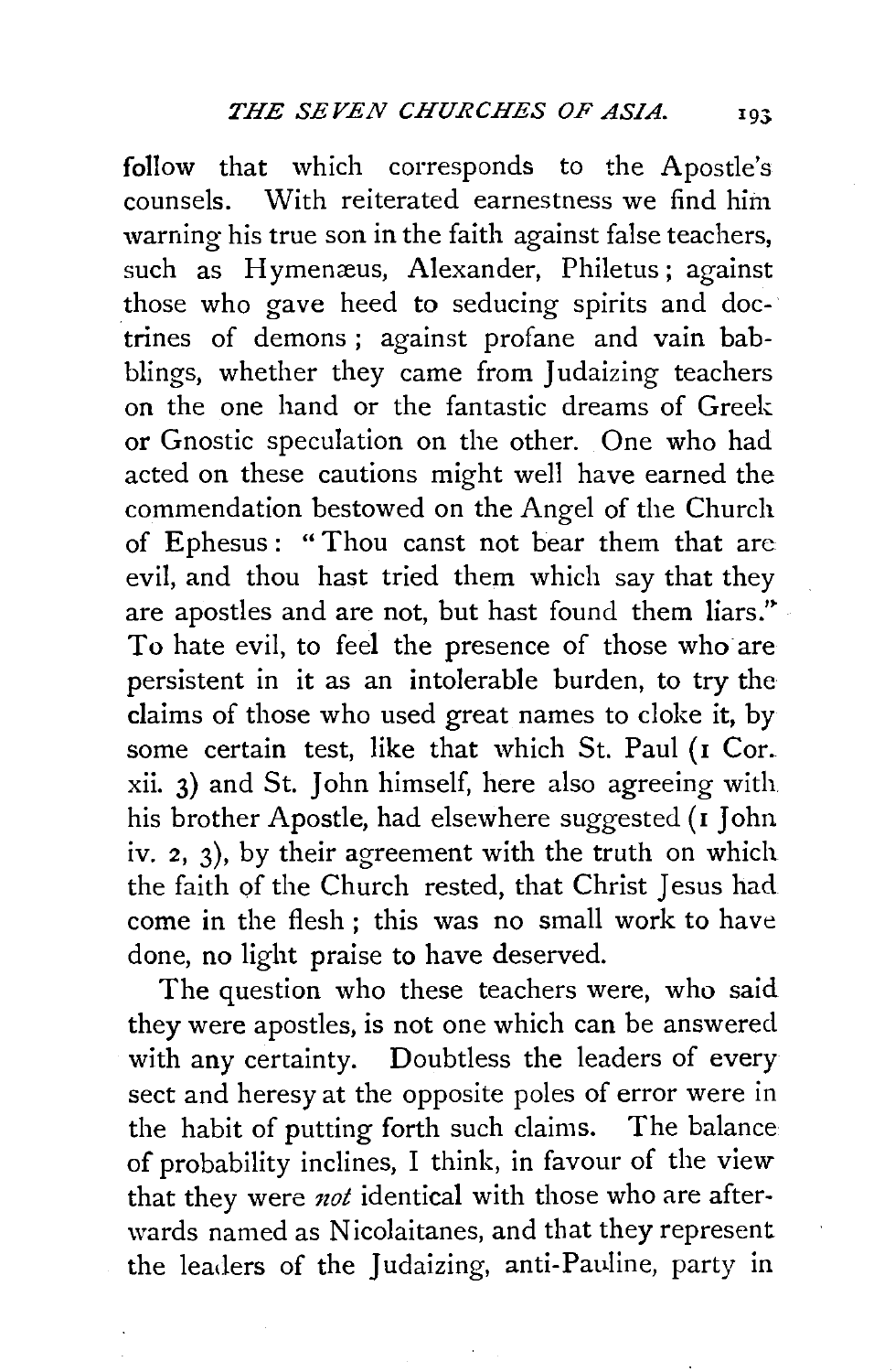follow that which corresponds to the Apostle's counsels. With reiterated earnestness we find him warning his true son in the faith against false teachers, such as Hymenæus, Alexander, Philetus; against those who gave heed to seducing spirits and doctrines of demons; against profane and vain babblings, whether they came from Judaizing teachers on the one hand or the fantastic dreams of Greek or Gnostic speculation on the other. One who had acted on these cautions might well have earned the commendation bestowed on the Angel of the Church of Ephesus: "Thou canst not bear them that are evil, and thou hast tried them which say that they are apostles and are not, but hast found them liars." To hate evil, to feel the presence of those who are persistent in it as an intolerable burden, to try the claims of those who used great names to cloke it, by some certain test, like that which St. Paul (1 Cor. xii. 3) and St. John himself, here also agreeing with his brother Apostle, had elsewhere suggested (1 John iv. 2, 3), by their agreement with the truth on which the faith of the Church rested, that Christ Jesus had come in the flesh; this was no small work to have done, no light praise to have deserved.

The question who these teachers were, who said they were apostles, is not one which can be answered with any certainty. Doubtless the leaders of every sect and heresy at the opposite poles of error were in the habit of putting forth such claims. The balance of probability inclines, I think, in favour of the view that they were *not* identical with those who are afterwards named as Nicolaitanes, and that they represent the leaders of the Judaizing, anti-Pauline, party in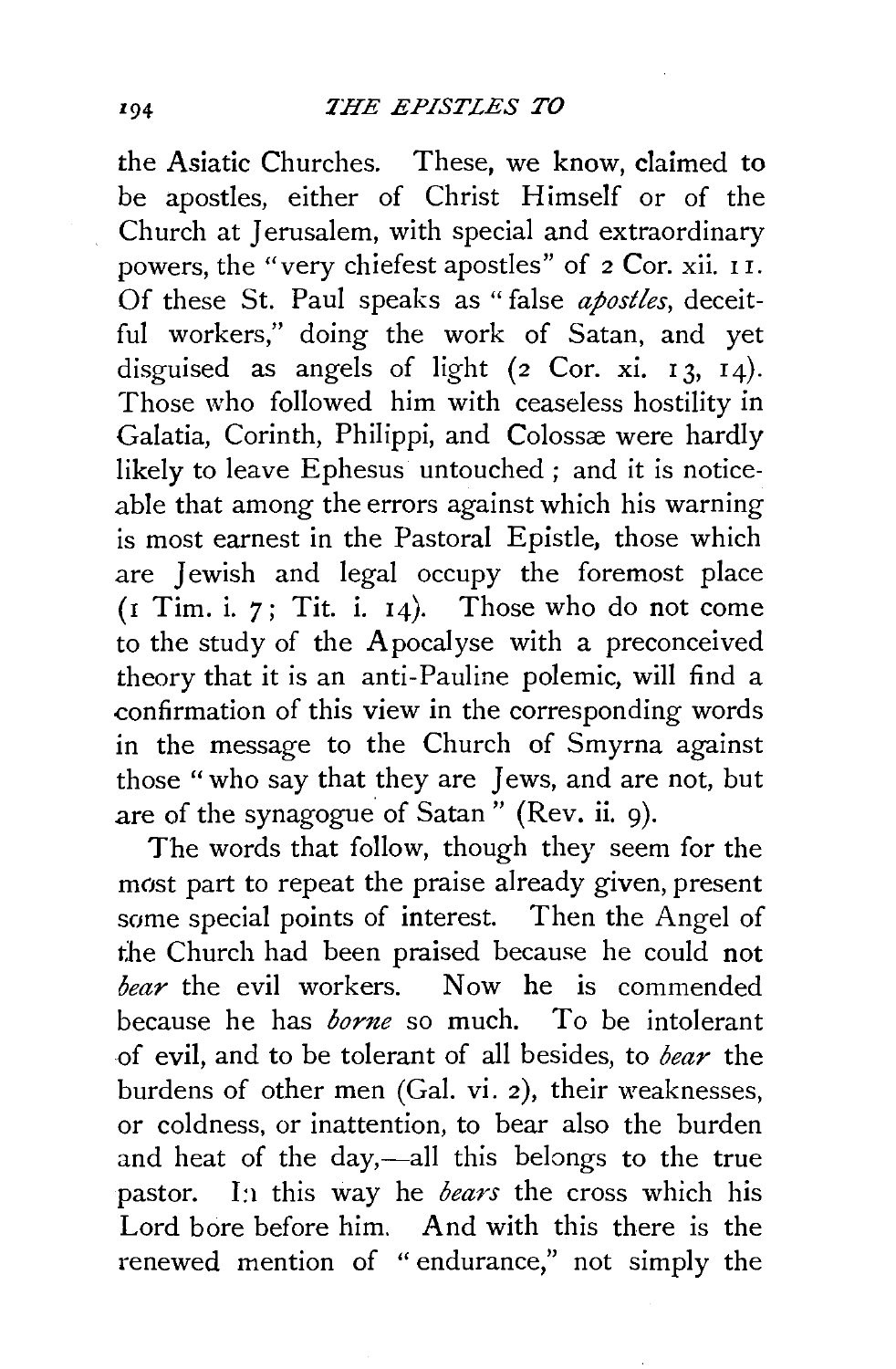the Asiatic Churches. These, we know, claimed to be apostles, either of Christ Himself or of the Church at Jerusalem, with special and extraordinary powers, the "very chiefest apostles" of 2 Cor. xii. 11. Of these St. Paul speaks as "false *apostles*, deceitful workers," doing the work of Satan, and yet disguised as angels of light (2 Cor. xi. 13, 14). Those who followed him with ceaseless hostility in Galatia, Corinth, Philippi, and Colossæ were hardly likely to leave Ephesus untouched; and it is noticeable that among the errors against which his warning is most earnest in the Pastoral Epistle, those which are Jewish and legal occupy the foremost place (1 Tim. i. 7; Tit. i. 14). Those who do not come to the study of the Apocalyse with a preconceived theory that it is an anti-Pauline polemic, will find a confirmation of this view in the corresponding words in the message to the Church of Smyrna against those "who say that they are Jews, and are not, but are of the synagogue of Satan" (Rev. ii. 9).

The words that follow, though they seem for the most part to repeat the praise already given, present some special points of interest. Then the Angel of the Church had been praised because he could not *bear* the evil workers. Now he is commended because he has *borne* so much. To be intolerant of evil, and to be tolerant of all besides, to *bear* the burdens of other men (Gal. vi. 2), their weaknesses, or coldness, or inattention, to bear also the burden and heat of the day,—all this belongs to the true pastor. In this way he *bears* the cross which his Lord bore before him. And with this there is the renewed mention of "endurance," not simply the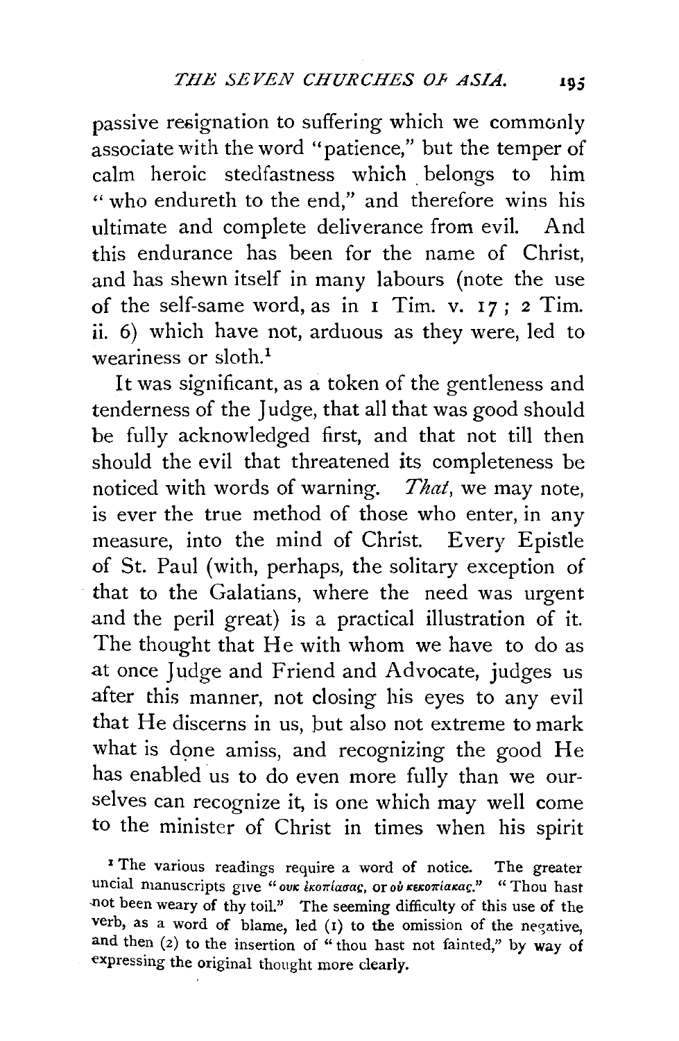passive resignation to suffering which we commonly associate with the word "patience," but the temper of calm heroic stedfastness which belongs to him "who endureth to the end," and therefore wins his ultimate and complete deliverance from evil. And this endurance has been for the name of Christ, and has shewn itself in many labours (note the use of the self-same word, as in 1 Tim. v. 17; 2 Tim. ii. 6) which have not, arduous as they were, led to weariness or sloth.[1]

It was significant, as a token of the gentleness and tenderness of the Judge, that all that was good should be fully acknowledged first, and that not till then should the evil that threatened its completeness be noticed with words of warning. *That*, we may note, is ever the true method of those who enter, in any measure, into the mind of Christ. Every Epistle of St. Paul (with, perhaps, the solitary exception of that to the Galatians, where the need was urgent and the peril great) is a practical illustration of it. The thought that He with whom we have to do as at once Judge and Friend and Advocate, judges us after this manner, not closing his eyes to any evil that He discerns in us, but also not extreme to mark what is done amiss, and recognizing the good He has enabled us to do even more fully than we ourselves can recognize it, is one which may well come to the minister of Christ in times when his spirit

[1] The various readings require a word of notice. The greater uncial manuscripts give "οὐκ ἐκοπίασας, or οὐ κεκοπίακας." "Thou hast not been weary of thy toil." The seeming difficulty of this use of the verb, as a word of blame, led (1) to the omission of the negative, and then (2) to the insertion of "thou hast not fainted," by way of expressing the original thought more clearly.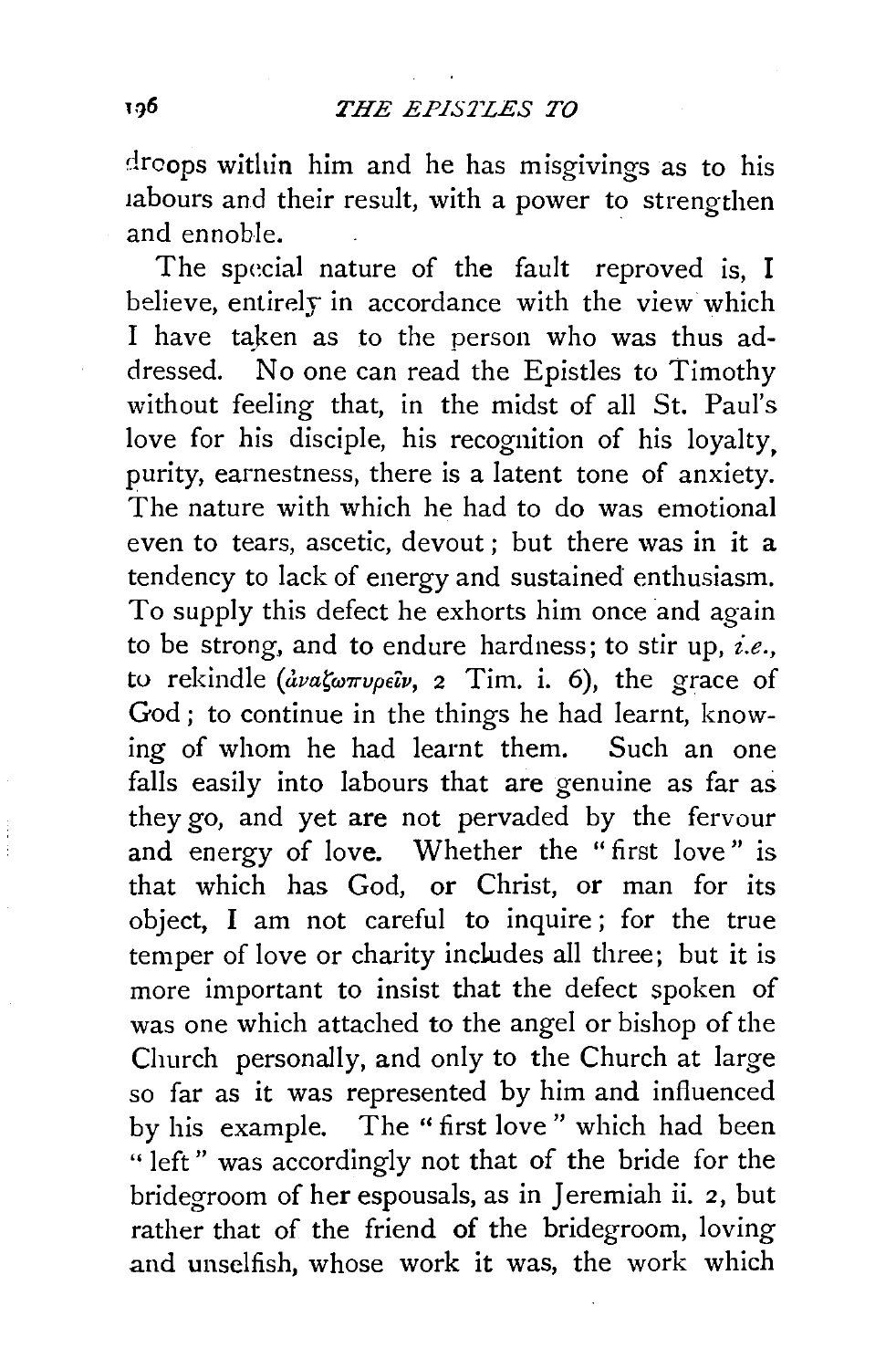droops within him and he has misgivings as to his labours and their result, with a power to strengthen and ennoble.

The special nature of the fault reproved is, I believe, entirely in accordance with the view which I have taken as to the person who was thus addressed. No one can read the Epistles to Timothy without feeling that, in the midst of all St. Paul's love for his disciple, his recognition of his loyalty, purity, earnestness, there is a latent tone of anxiety. The nature with which he had to do was emotional even to tears, ascetic, devout; but there was in it a tendency to lack of energy and sustained enthusiasm. To supply this defect he exhorts him once and again to be strong, and to endure hardness; to stir up, *i.e.*, to rekindle (*ἀναζωπυρεῖν*, 2 Tim. i. 6), the grace of God; to continue in the things he had learnt, knowing of whom he had learnt them. Such an one falls easily into labours that are genuine as far as they go, and yet are not pervaded by the fervour and energy of love. Whether the "first love" is that which has God, or Christ, or man for its object, I am not careful to inquire; for the true temper of love or charity includes all three; but it is more important to insist that the defect spoken of was one which attached to the angel or bishop of the Church personally, and only to the Church at large so far as it was represented by him and influenced by his example. The "first love" which had been "left" was accordingly not that of the bride for the bridegroom of her espousals, as in Jeremiah ii. 2, but rather that of the friend of the bridegroom, loving and unselfish, whose work it was, the work which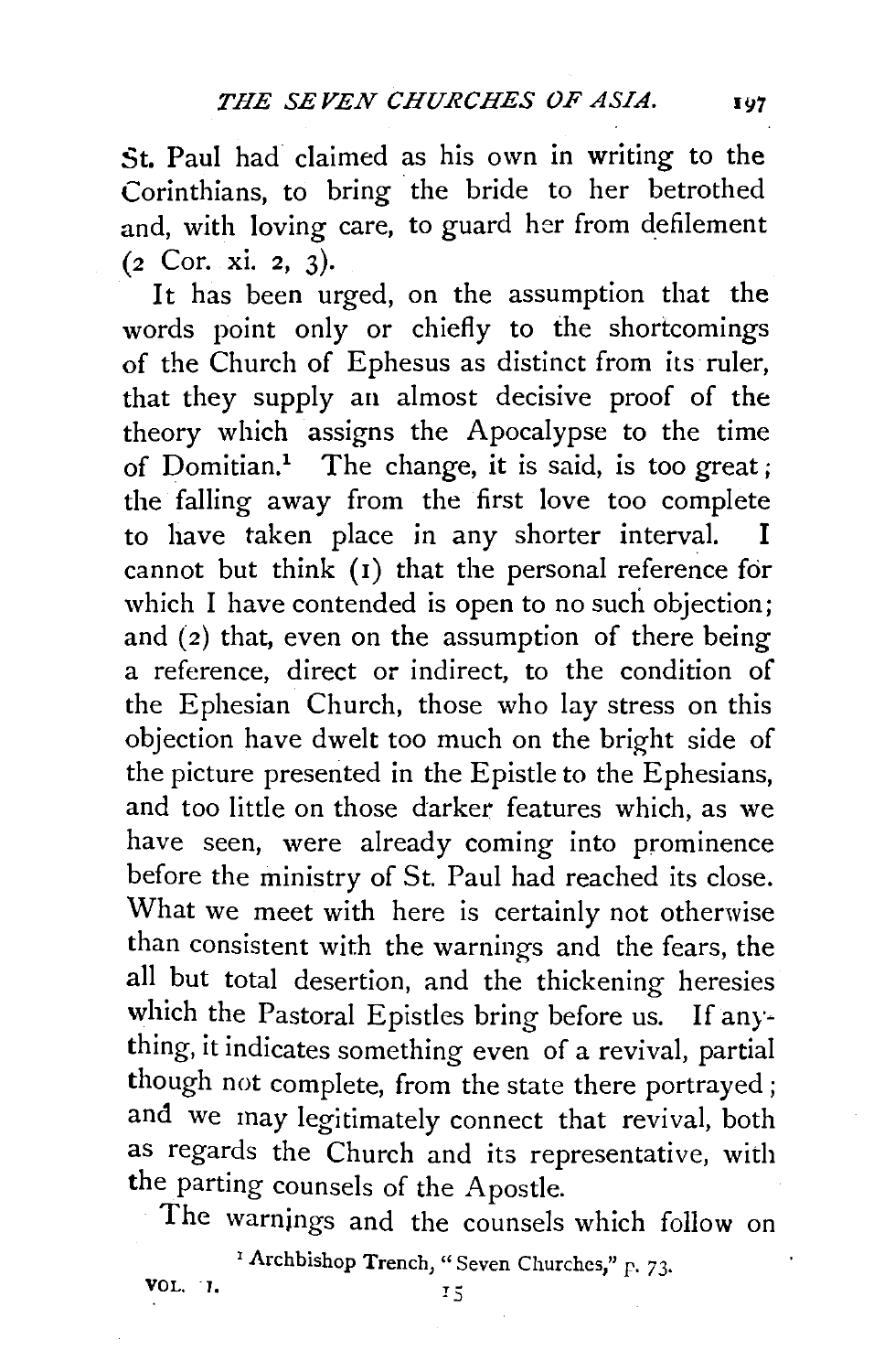St. Paul had claimed as his own in writing to the Corinthians, to bring the bride to her betrothed and, with loving care, to guard her from defilement (2 Cor. xi. 2, 3).

It has been urged, on the assumption that the words point only or chiefly to the shortcomings of the Church of Ephesus as distinct from its ruler, that they supply an almost decisive proof of the theory which assigns the Apocalypse to the time of Domitian.[1] The change, it is said, is too great; the falling away from the first love too complete to have taken place in any shorter interval. I cannot but think (1) that the personal reference for which I have contended is open to no such objection; and (2) that, even on the assumption of there being a reference, direct or indirect, to the condition of the Ephesian Church, those who lay stress on this objection have dwelt too much on the bright side of the picture presented in the Epistle to the Ephesians, and too little on those darker features which, as we have seen, were already coming into prominence before the ministry of St. Paul had reached its close. What we meet with here is certainly not otherwise than consistent with the warnings and the fears, the all but total desertion, and the thickening heresies which the Pastoral Epistles bring before us. If anything, it indicates something even of a revival, partial though not complete, from the state there portrayed; and we may legitimately connect that revival, both as regards the Church and its representative, with the parting counsels of the Apostle.

The warnings and the counsels which follow on

[1] Archbishop Trench, "Seven Churches," p. 73.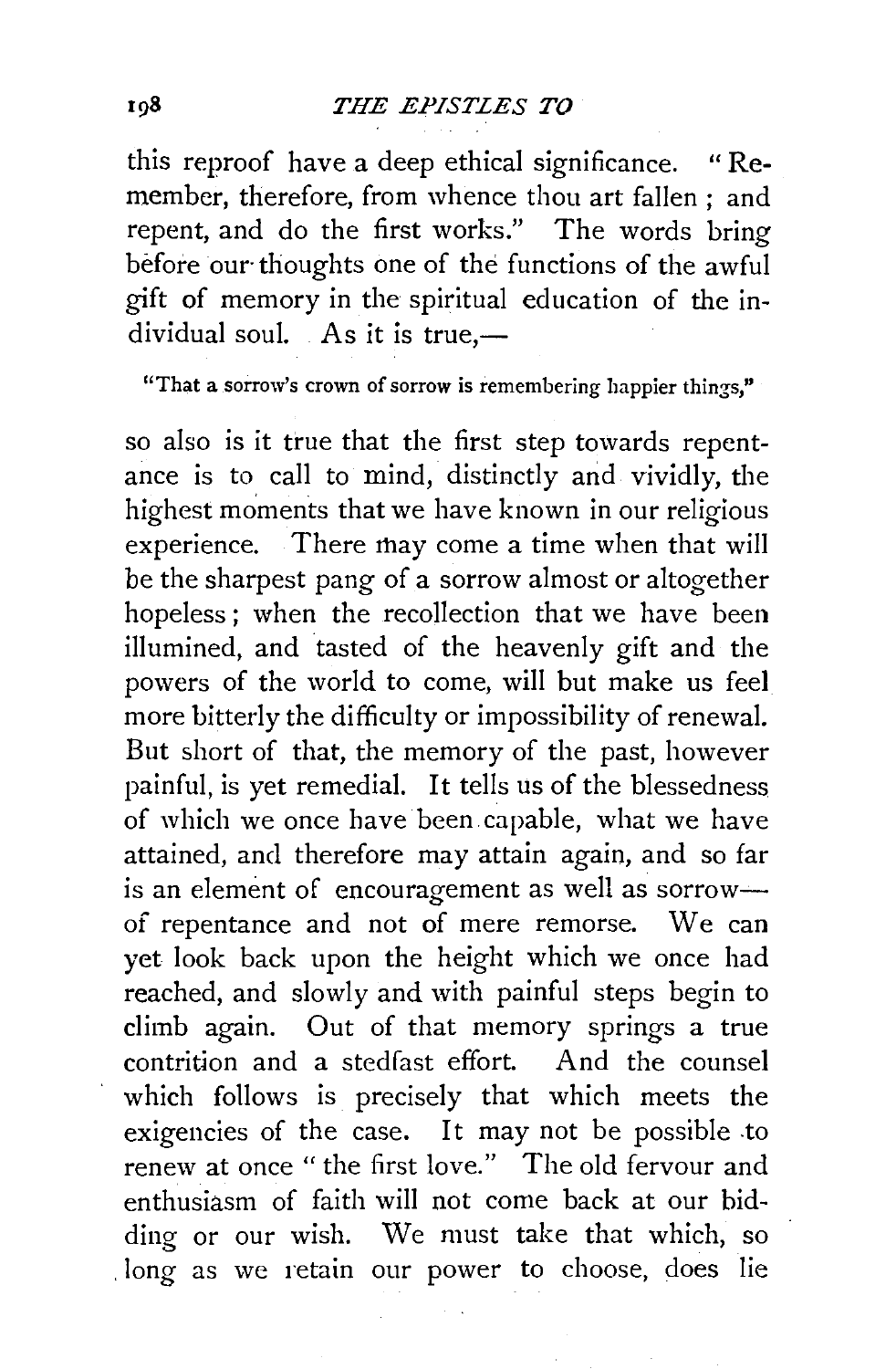this reproof have a deep ethical significance. "Remember, therefore, from whence thou art fallen; and repent, and do the first works." The words bring before our thoughts one of the functions of the awful gift of memory in the spiritual education of the individual soul. As it is true,—

"That a sorrow's crown of sorrow is remembering happier things,"

so also is it true that the first step towards repentance is to call to mind, distinctly and vividly, the highest moments that we have known in our religious experience. There may come a time when that will be the sharpest pang of a sorrow almost or altogether hopeless; when the recollection that we have been illumined, and tasted of the heavenly gift and the powers of the world to come, will but make us feel more bitterly the difficulty or impossibility of renewal. But short of that, the memory of the past, however painful, is yet remedial. It tells us of the blessedness of which we once have been capable, what we have attained, and therefore may attain again, and so far is an element of encouragement as well as sorrow—of repentance and not of mere remorse. We can yet look back upon the height which we once had reached, and slowly and with painful steps begin to climb again. Out of that memory springs a true contrition and a stedfast effort. And the counsel which follows is precisely that which meets the exigencies of the case. It may not be possible to renew at once "the first love." The old fervour and enthusiasm of faith will not come back at our bidding or our wish. We must take that which, so long as we retain our power to choose, does lie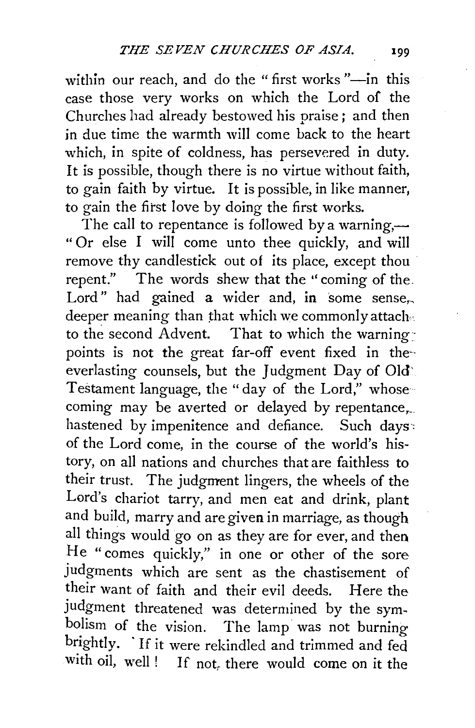within our reach, and do the "first works"—in this case those very works on which the Lord of the Churches had already bestowed his praise; and then in due time the warmth will come back to the heart which, in spite of coldness, has persevered in duty. It is possible, though there is no virtue without faith, to gain faith by virtue. It is possible, in like manner, to gain the first love by doing the first works.

The call to repentance is followed by a warning,—"Or else I will come unto thee quickly, and will remove thy candlestick out of its place, except thou repent." The words shew that the "coming of the Lord" had gained a wider and, in some sense, deeper meaning than that which we commonly attach to the second Advent. That to which the warning points is not the great far-off event fixed in the everlasting counsels, but the Judgment Day of Old Testament language, the "day of the Lord," whose coming may be averted or delayed by repentance, hastened by impenitence and defiance. Such days of the Lord come, in the course of the world's history, on all nations and churches that are faithless to their trust. The judgment lingers, the wheels of the Lord's chariot tarry, and men eat and drink, plant and build, marry and are given in marriage, as though all things would go on as they are for ever, and then He "comes quickly," in one or other of the sore judgments which are sent as the chastisement of their want of faith and their evil deeds. Here the judgment threatened was determined by the symbolism of the vision. The lamp was not burning brightly. If it were rekindled and trimmed and fed with oil, well! If not, there would come on it the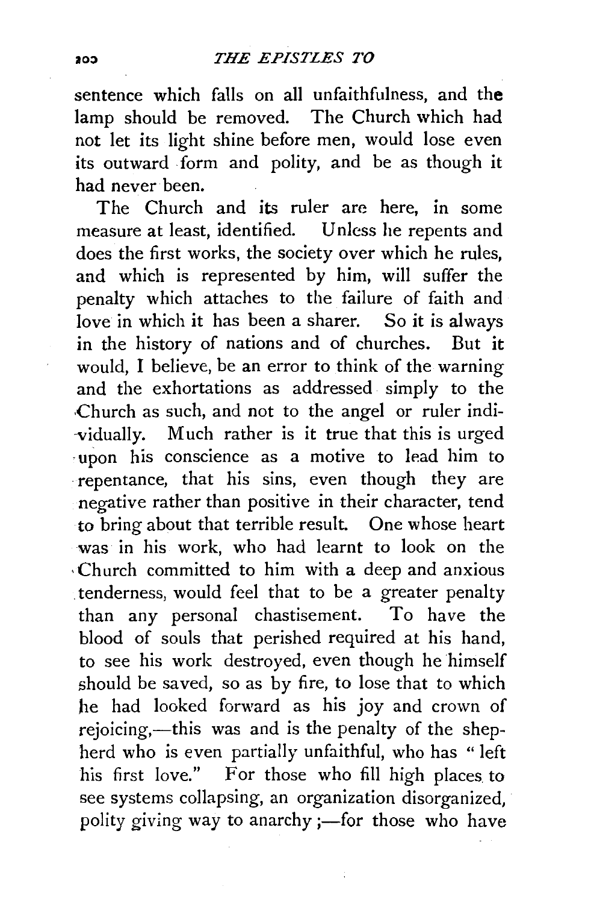sentence which falls on all unfaithfulness, and the lamp should be removed. The Church which had not let its light shine before men, would lose even its outward form and polity, and be as though it had never been.

The Church and its ruler are here, in some measure at least, identified. Unless he repents and does the first works, the society over which he rules, and which is represented by him, will suffer the penalty which attaches to the failure of faith and love in which it has been a sharer. So it is always in the history of nations and of churches. But it would, I believe, be an error to think of the warning and the exhortations as addressed simply to the Church as such, and not to the angel or ruler individually. Much rather is it true that this is urged upon his conscience as a motive to lead him to repentance, that his sins, even though they are negative rather than positive in their character, tend to bring about that terrible result. One whose heart was in his work, who had learnt to look on the Church committed to him with a deep and anxious tenderness, would feel that to be a greater penalty than any personal chastisement. To have the blood of souls that perished required at his hand, to see his work destroyed, even though he himself should be saved, so as by fire, to lose that to which he had looked forward as his joy and crown of rejoicing,—this was and is the penalty of the shepherd who is even partially unfaithful, who has "left his first love." For those who fill high places to see systems collapsing, an organization disorganized, polity giving way to anarchy;—for those who have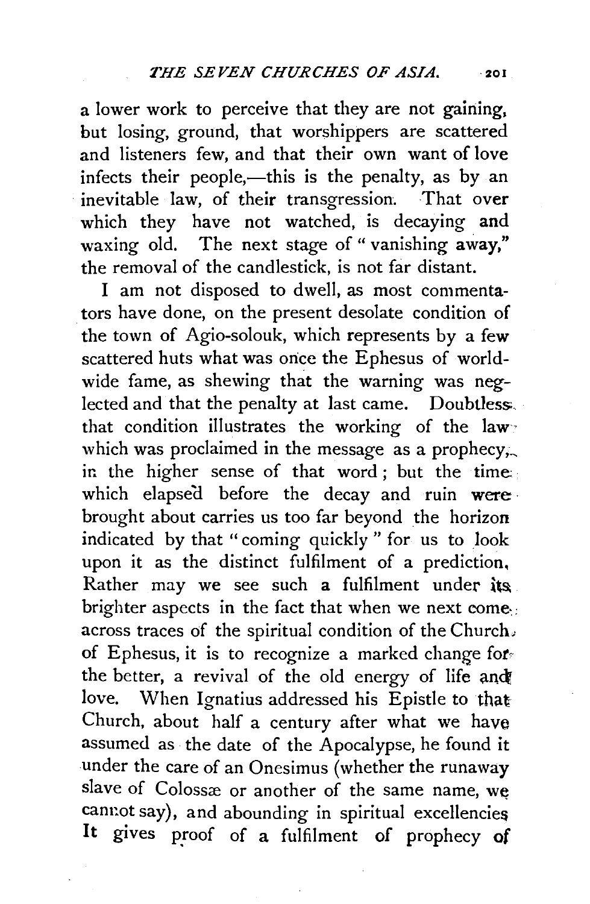a lower work to perceive that they are not gaining, but losing, ground, that worshippers are scattered and listeners few, and that their own want of love infects their people,—this is the penalty, as by an inevitable law, of their transgression. That over which they have not watched, is decaying and waxing old. The next stage of "vanishing away," the removal of the candlestick, is not far distant.

I am not disposed to dwell, as most commentators have done, on the present desolate condition of the town of Agio-solouk, which represents by a few scattered huts what was once the Ephesus of world-wide fame, as shewing that the warning was neglected and that the penalty at last came. Doubtless that condition illustrates the working of the law which was proclaimed in the message as a prophecy, in the higher sense of that word; but the time which elapsed before the decay and ruin were brought about carries us too far beyond the horizon indicated by that "coming quickly" for us to look upon it as the distinct fulfilment of a prediction. Rather may we see such a fulfilment under its brighter aspects in the fact that when we next come across traces of the spiritual condition of the Church of Ephesus, it is to recognize a marked change for the better, a revival of the old energy of life and love. When Ignatius addressed his Epistle to that Church, about half a century after what we have assumed as the date of the Apocalypse, he found it under the care of an Onesimus (whether the runaway slave of Colossæ or another of the same name, we cannot say), and abounding in spiritual excellencies It gives proof of a fulfilment of prophecy of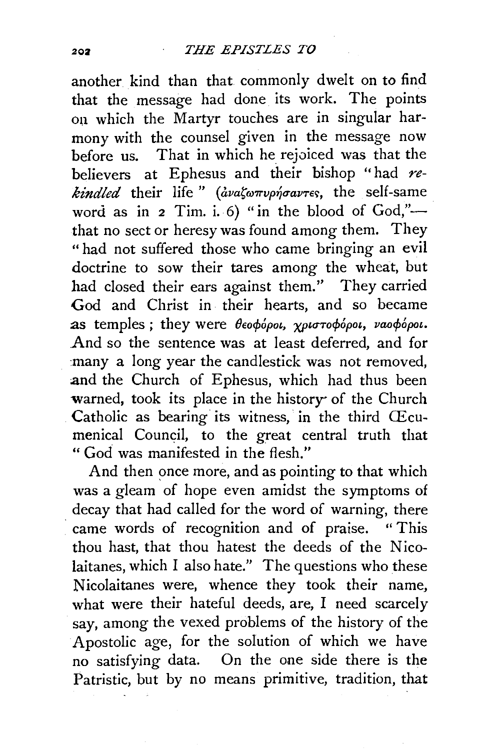another kind than that commonly dwelt on to find that the message had done its work. The points on which the Martyr touches are in singular harmony with the counsel given in the message now before us. That in which he rejoiced was that the believers at Ephesus and their bishop "had *rekindled* their life" (ἀναζωπυρήσαντες, the self-same word as in 2 Tim. i. 6) "in the blood of God,"—that no sect or heresy was found among them. They "had not suffered those who came bringing an evil doctrine to sow their tares among the wheat, but had closed their ears against them." They carried God and Christ in their hearts, and so became as temples; they were θεοφόροι, χριστοφόροι, ναοφόροι. And so the sentence was at least deferred, and for many a long year the candlestick was not removed, and the Church of Ephesus, which had thus been warned, took its place in the history of the Church Catholic as bearing its witness, in the third Œcumenical Council, to the great central truth that "God was manifested in the flesh."

And then once more, and as pointing to that which was a gleam of hope even amidst the symptoms of decay that had called for the word of warning, there came words of recognition and of praise. "This thou hast, that thou hatest the deeds of the Nicolaitanes, which I also hate." The questions who these Nicolaitanes were, whence they took their name, what were their hateful deeds, are, I need scarcely say, among the vexed problems of the history of the Apostolic age, for the solution of which we have no satisfying data. On the one side there is the Patristic, but by no means primitive, tradition, that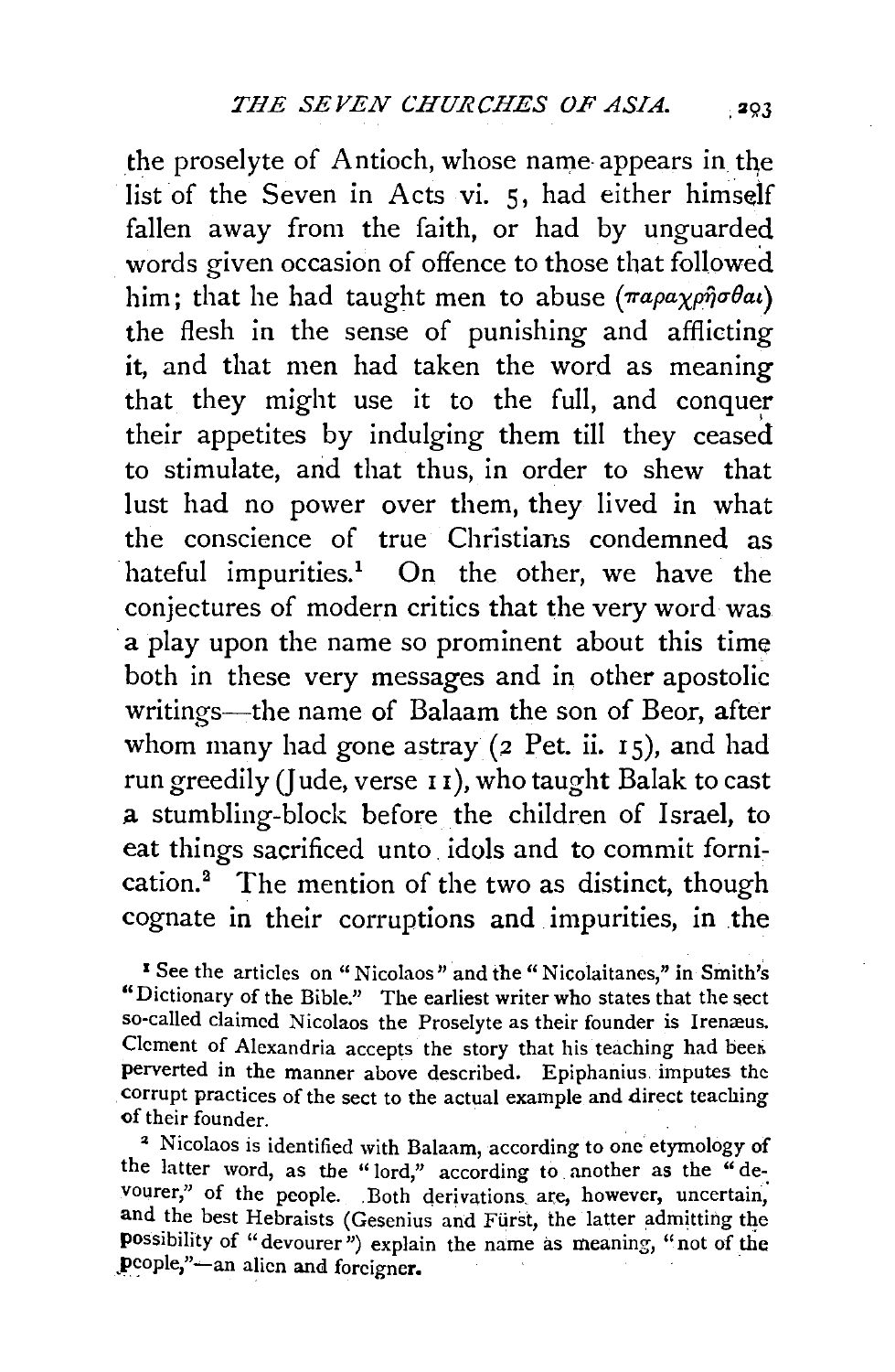the proselyte of Antioch, whose name appears in the list of the Seven in Acts vi. 5, had either himself fallen away from the faith, or had by unguarded words given occasion of offence to those that followed him; that he had taught men to abuse (παραχρῆσθαι) the flesh in the sense of punishing and afflicting it, and that men had taken the word as meaning that they might use it to the full, and conquer their appetites by indulging them till they ceased to stimulate, and that thus, in order to shew that lust had no power over them, they lived in what the conscience of true Christians condemned as hateful impurities.[1] On the other, we have the conjectures of modern critics that the very word was a play upon the name so prominent about this time both in these very messages and in other apostolic writings—the name of Balaam the son of Beor, after whom many had gone astray (2 Pet. ii. 15), and had run greedily (Jude, verse 11), who taught Balak to cast a stumbling-block before the children of Israel, to eat things sacrificed unto idols and to commit fornication.[2] The mention of the two as distinct, though cognate in their corruptions and impurities, in the

[1] See the articles on "Nicolaos" and the "Nicolaitanes," in Smith's "Dictionary of the Bible." The earliest writer who states that the sect so-called claimed Nicolaos the Proselyte as their founder is Irenæus. Clement of Alexandria accepts the story that his teaching had been perverted in the manner above described. Epiphanius imputes the corrupt practices of the sect to the actual example and direct teaching of their founder.

[2] Nicolaos is identified with Balaam, according to one etymology of the latter word, as the "lord," according to another as the "devourer," of the people. Both derivations are, however, uncertain, and the best Hebraists (Gesenius and Fürst, the latter admitting the possibility of "devourer") explain the name as meaning, "not of the people,"—an alien and foreigner.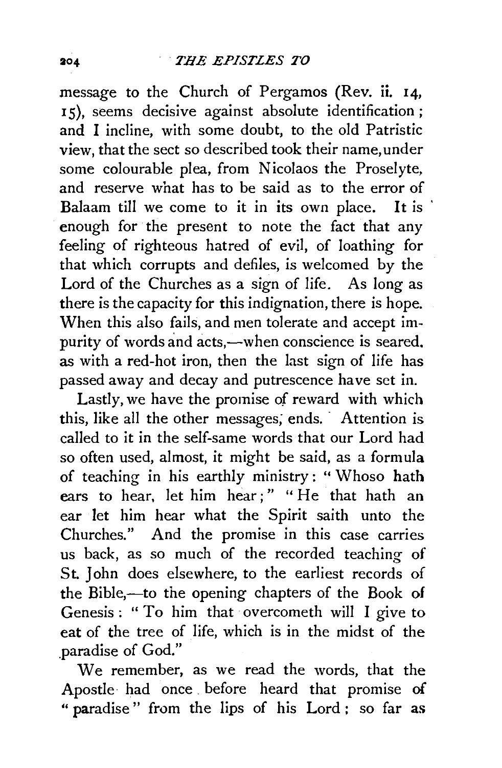message to the Church of Pergamos (Rev. ii. 14, 15), seems decisive against absolute identification; and I incline, with some doubt, to the old Patristic view, that the sect so described took their name, under some colourable plea, from Nicolaos the Proselyte, and reserve what has to be said as to the error of Balaam till we come to it in its own place. It is enough for the present to note the fact that any feeling of righteous hatred of evil, of loathing for that which corrupts and defiles, is welcomed by the Lord of the Churches as a sign of life. As long as there is the capacity for this indignation, there is hope. When this also fails, and men tolerate and accept impurity of words and acts,—when conscience is seared, as with a red-hot iron, then the last sign of life has passed away and decay and putrescence have set in.

Lastly, we have the promise of reward with which this, like all the other messages, ends. Attention is called to it in the self-same words that our Lord had so often used, almost, it might be said, as a formula of teaching in his earthly ministry: "Whoso hath ears to hear, let him hear;" "He that hath an ear let him hear what the Spirit saith unto the Churches." And the promise in this case carries us back, as so much of the recorded teaching of St. John does elsewhere, to the earliest records of the Bible,—to the opening chapters of the Book of Genesis: "To him that overcometh will I give to eat of the tree of life, which is in the midst of the paradise of God."

We remember, as we read the words, that the Apostle had once before heard that promise of "paradise" from the lips of his Lord; so far as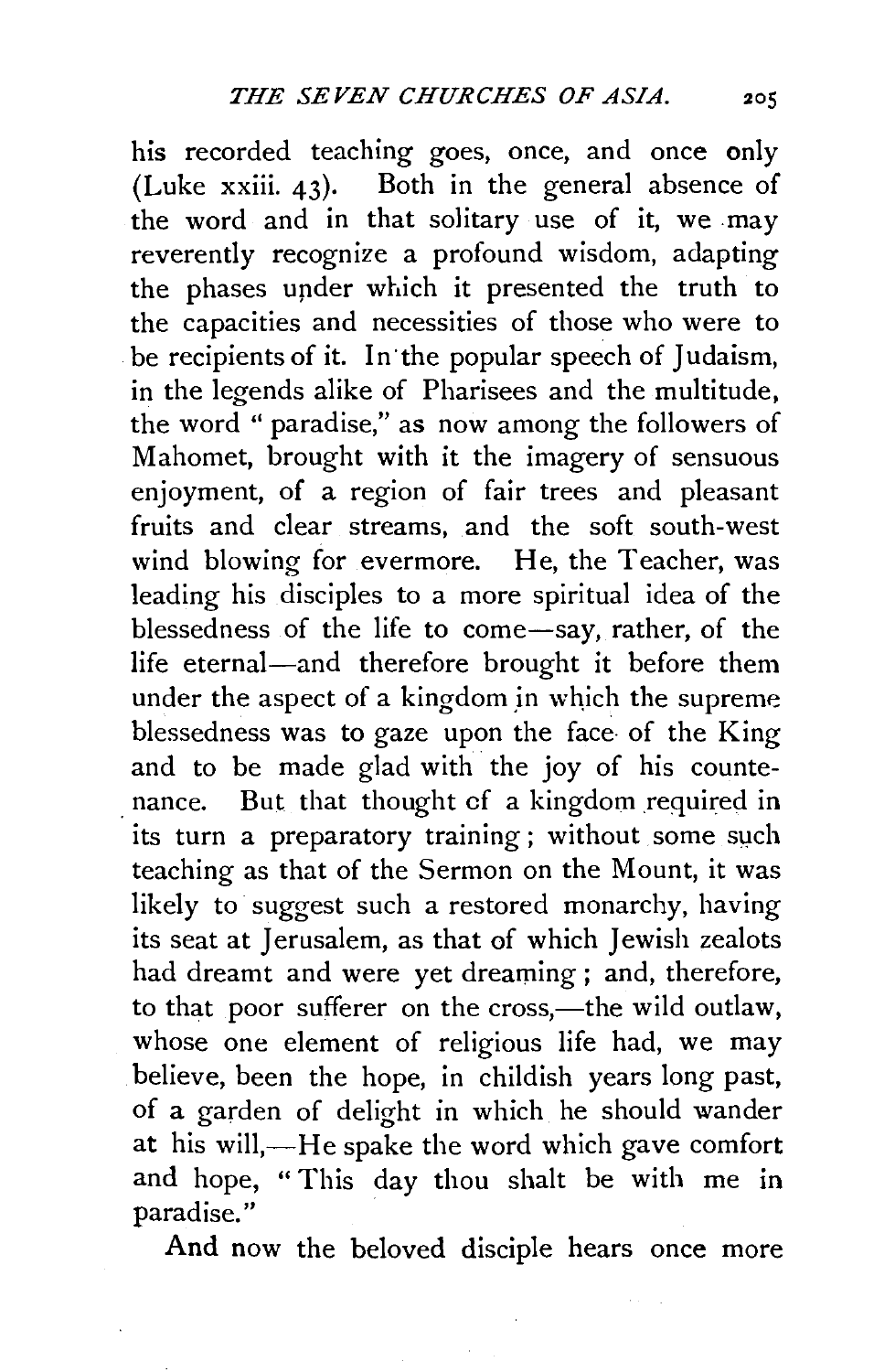his recorded teaching goes, once, and once only (Luke xxiii. 43). Both in the general absence of the word and in that solitary use of it, we may reverently recognize a profound wisdom, adapting the phases under which it presented the truth to the capacities and necessities of those who were to be recipients of it. In the popular speech of Judaism, in the legends alike of Pharisees and the multitude, the word "paradise," as now among the followers of Mahomet, brought with it the imagery of sensuous enjoyment, of a region of fair trees and pleasant fruits and clear streams, and the soft south-west wind blowing for evermore. He, the Teacher, was leading his disciples to a more spiritual idea of the blessedness of the life to come—say, rather, of the life eternal—and therefore brought it before them under the aspect of a kingdom in which the supreme blessedness was to gaze upon the face of the King and to be made glad with the joy of his countenance. But that thought of a kingdom required in its turn a preparatory training; without some such teaching as that of the Sermon on the Mount, it was likely to suggest such a restored monarchy, having its seat at Jerusalem, as that of which Jewish zealots had dreamt and were yet dreaming; and, therefore, to that poor sufferer on the cross,—the wild outlaw, whose one element of religious life had, we may believe, been the hope, in childish years long past, of a garden of delight in which he should wander at his will,—He spake the word which gave comfort and hope, "This day thou shalt be with me in paradise."

And now the beloved disciple hears once more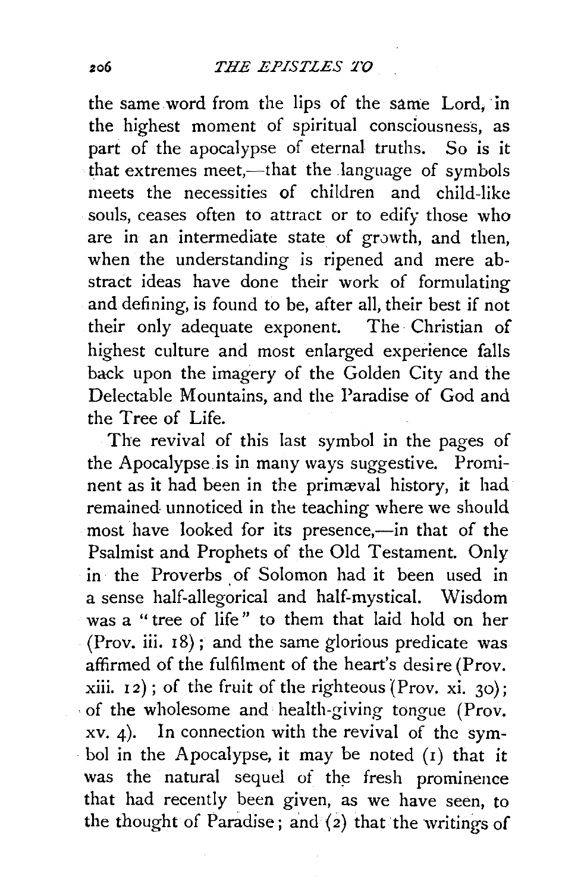the same word from the lips of the same Lord, in the highest moment of spiritual consciousness, as part of the apocalypse of eternal truths. So is it that extremes meet,—that the language of symbols meets the necessities of children and child-like souls, ceases often to attract or to edify those who are in an intermediate state of growth, and then, when the understanding is ripened and mere abstract ideas have done their work of formulating and defining, is found to be, after all, their best if not their only adequate exponent. The Christian of highest culture and most enlarged experience falls back upon the imagery of the Golden City and the Delectable Mountains, and the Paradise of God and the Tree of Life.

The revival of this last symbol in the pages of the Apocalypse is in many ways suggestive. Prominent as it had been in the primæval history, it had remained unnoticed in the teaching where we should most have looked for its presence,—in that of the Psalmist and Prophets of the Old Testament. Only in the Proverbs of Solomon had it been used in a sense half-allegorical and half-mystical. Wisdom was a "tree of life" to them that laid hold on her (Prov. iii. 18); and the same glorious predicate was affirmed of the fulfilment of the heart's desire (Prov. xiii. 12); of the fruit of the righteous (Prov. xi. 30); of the wholesome and health-giving tongue (Prov. xv. 4). In connection with the revival of the symbol in the Apocalypse, it may be noted (1) that it was the natural sequel of the fresh prominence that had recently been given, as we have seen, to the thought of Paradise; and (2) that the writings of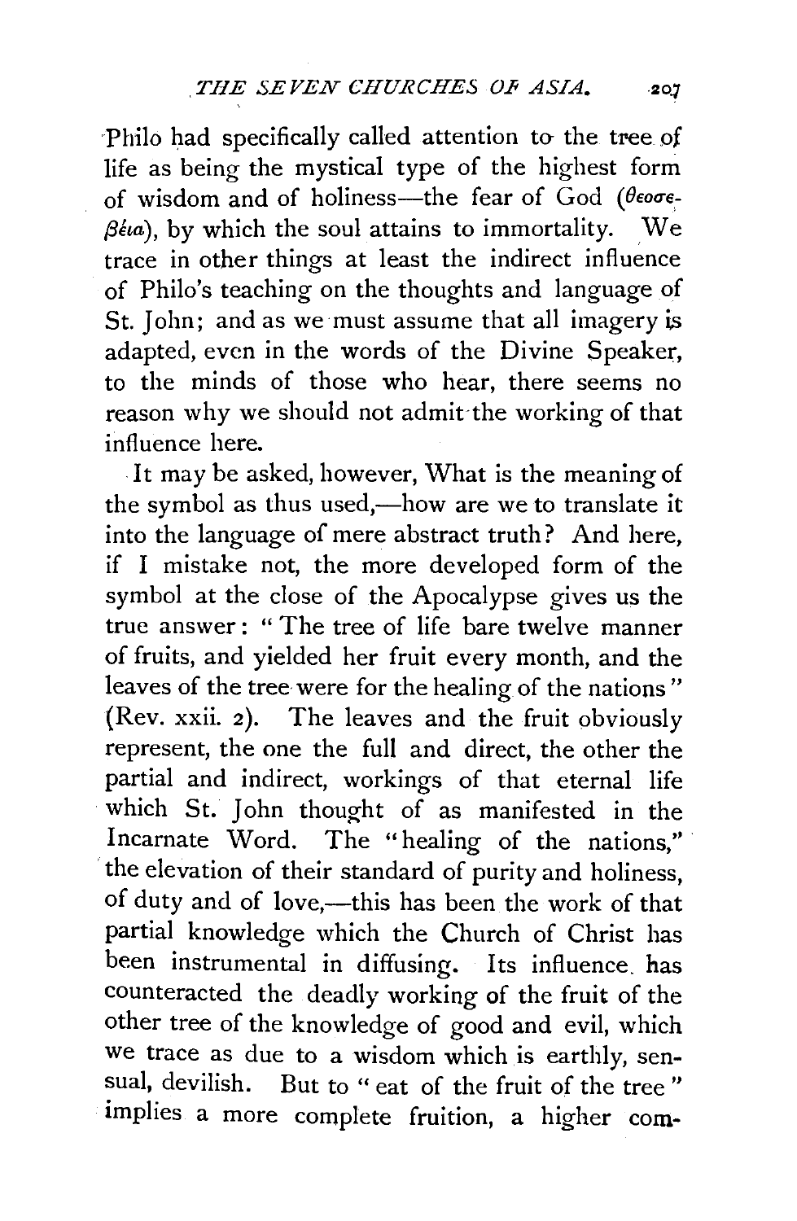Philo had specifically called attention to the tree of life as being the mystical type of the highest form of wisdom and of holiness—the fear of God (θεοσέβεια), by which the soul attains to immortality. We trace in other things at least the indirect influence of Philo's teaching on the thoughts and language of St. John; and as we must assume that all imagery is adapted, even in the words of the Divine Speaker, to the minds of those who hear, there seems no reason why we should not admit the working of that influence here.

It may be asked, however, What is the meaning of the symbol as thus used,—how are we to translate it into the language of mere abstract truth? And here, if I mistake not, the more developed form of the symbol at the close of the Apocalypse gives us the true answer: "The tree of life bare twelve manner of fruits, and yielded her fruit every month, and the leaves of the tree were for the healing of the nations" (Rev. xxii. 2). The leaves and the fruit obviously represent, the one the full and direct, the other the partial and indirect, workings of that eternal life which St. John thought of as manifested in the Incarnate Word. The "healing of the nations," the elevation of their standard of purity and holiness, of duty and of love,—this has been the work of that partial knowledge which the Church of Christ has been instrumental in diffusing. Its influence has counteracted the deadly working of the fruit of the other tree of the knowledge of good and evil, which we trace as due to a wisdom which is earthly, sensual, devilish. But to "eat of the fruit of the tree" implies a more complete fruition, a higher com-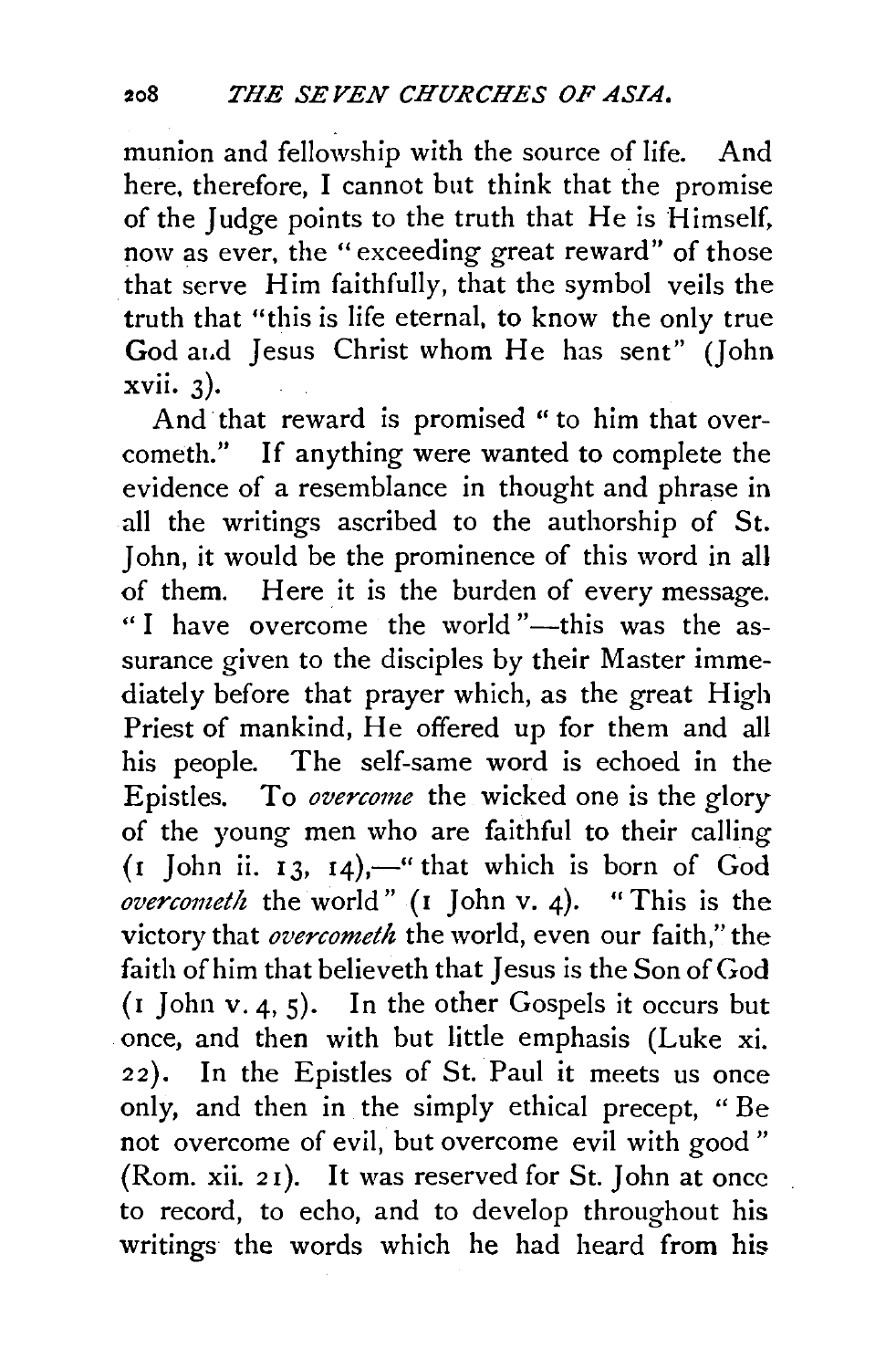munion and fellowship with the source of life. And here, therefore, I cannot but think that the promise of the Judge points to the truth that He is Himself, now as ever, the "exceeding great reward" of those that serve Him faithfully, that the symbol veils the truth that "this is life eternal, to know the only true God and Jesus Christ whom He has sent" (John xvii. 3).

And that reward is promised "to him that overcometh." If anything were wanted to complete the evidence of a resemblance in thought and phrase in all the writings ascribed to the authorship of St. John, it would be the prominence of this word in all of them. Here it is the burden of every message. "I have overcome the world"—this was the assurance given to the disciples by their Master immediately before that prayer which, as the great High Priest of mankind, He offered up for them and all his people. The self-same word is echoed in the Epistles. To *overcome* the wicked one is the glory of the young men who are faithful to their calling (1 John ii. 13, 14),—"that which is born of God *overcometh* the world" (1 John v. 4). "This is the victory that *overcometh* the world, even our faith," the faith of him that believeth that Jesus is the Son of God (1 John v. 4, 5). In the other Gospels it occurs but once, and then with but little emphasis (Luke xi. 22). In the Epistles of St. Paul it meets us once only, and then in the simply ethical precept, "Be not overcome of evil, but overcome evil with good" (Rom. xii. 21). It was reserved for St. John at once to record, to echo, and to develop throughout his writings the words which he had heard from his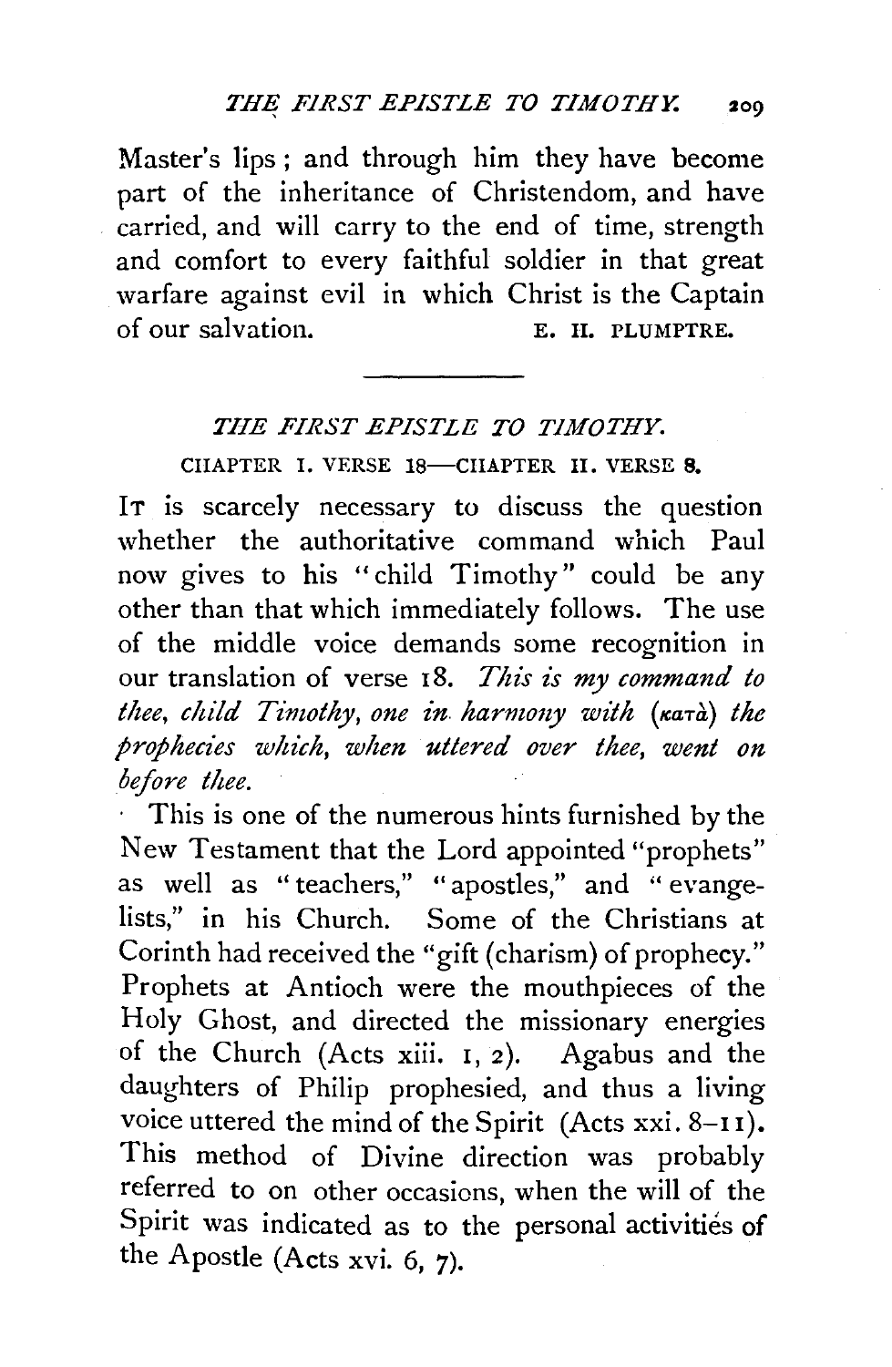Master's lips; and through him they have become part of the inheritance of Christendom, and have carried, and will carry to the end of time, strength and comfort to every faithful soldier in that great warfare against evil in which Christ is the Captain of our salvation.

E. H. PLUMPTRE.

---

## *THE FIRST EPISTLE TO TIMOTHY.*

### CHAPTER I. VERSE 18—CHAPTER II. VERSE 8.

IT is scarcely necessary to discuss the question whether the authoritative command which Paul now gives to his "child Timothy" could be any other than that which immediately follows. The use of the middle voice demands some recognition in our translation of verse 18. *This is my command to thee, child Timothy, one in harmony with* (κατὰ) *the prophecies which, when uttered over thee, went on before thee.*

This is one of the numerous hints furnished by the New Testament that the Lord appointed "prophets" as well as "teachers," "apostles," and "evangelists," in his Church. Some of the Christians at Corinth had received the "gift (charism) of prophecy." Prophets at Antioch were the mouthpieces of the Holy Ghost, and directed the missionary energies of the Church (Acts xiii. 1, 2). Agabus and the daughters of Philip prophesied, and thus a living voice uttered the mind of the Spirit (Acts xxi. 8–11). This method of Divine direction was probably referred to on other occasions, when the will of the Spirit was indicated as to the personal activities of the Apostle (Acts xvi. 6, 7).